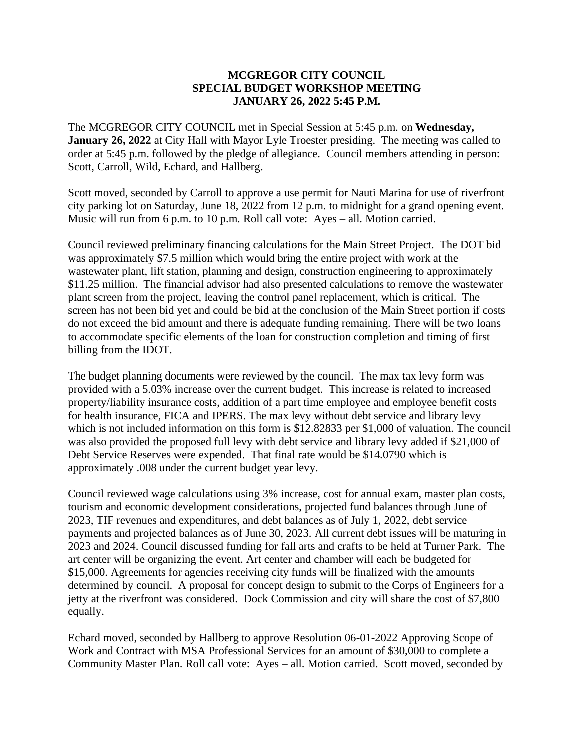**MCGREGOR CITY COUNCIL**
**SPECIAL BUDGET WORKSHOP MEETING**
**JANUARY 26, 2022 5:45 P.M.**

The MCGREGOR CITY COUNCIL met in Special Session at 5:45 p.m. on **Wednesday, January 26, 2022** at City Hall with Mayor Lyle Troester presiding. The meeting was called to order at 5:45 p.m. followed by the pledge of allegiance. Council members attending in person: Scott, Carroll, Wild, Echard, and Hallberg.

Scott moved, seconded by Carroll to approve a use permit for Nauti Marina for use of riverfront city parking lot on Saturday, June 18, 2022 from 12 p.m. to midnight for a grand opening event. Music will run from 6 p.m. to 10 p.m. Roll call vote: Ayes – all. Motion carried.

Council reviewed preliminary financing calculations for the Main Street Project. The DOT bid was approximately $7.5 million which would bring the entire project with work at the wastewater plant, lift station, planning and design, construction engineering to approximately $11.25 million. The financial advisor had also presented calculations to remove the wastewater plant screen from the project, leaving the control panel replacement, which is critical. The screen has not been bid yet and could be bid at the conclusion of the Main Street portion if costs do not exceed the bid amount and there is adequate funding remaining. There will be two loans to accommodate specific elements of the loan for construction completion and timing of first billing from the IDOT.

The budget planning documents were reviewed by the council. The max tax levy form was provided with a 5.03% increase over the current budget. This increase is related to increased property/liability insurance costs, addition of a part time employee and employee benefit costs for health insurance, FICA and IPERS. The max levy without debt service and library levy which is not included information on this form is $12.82833 per $1,000 of valuation. The council was also provided the proposed full levy with debt service and library levy added if $21,000 of Debt Service Reserves were expended. That final rate would be $14.0790 which is approximately .008 under the current budget year levy.

Council reviewed wage calculations using 3% increase, cost for annual exam, master plan costs, tourism and economic development considerations, projected fund balances through June of 2023, TIF revenues and expenditures, and debt balances as of July 1, 2022, debt service payments and projected balances as of June 30, 2023. All current debt issues will be maturing in 2023 and 2024. Council discussed funding for fall arts and crafts to be held at Turner Park. The art center will be organizing the event. Art center and chamber will each be budgeted for $15,000. Agreements for agencies receiving city funds will be finalized with the amounts determined by council. A proposal for concept design to submit to the Corps of Engineers for a jetty at the riverfront was considered. Dock Commission and city will share the cost of $7,800 equally.

Echard moved, seconded by Hallberg to approve Resolution 06-01-2022 Approving Scope of Work and Contract with MSA Professional Services for an amount of $30,000 to complete a Community Master Plan. Roll call vote: Ayes – all. Motion carried. Scott moved, seconded by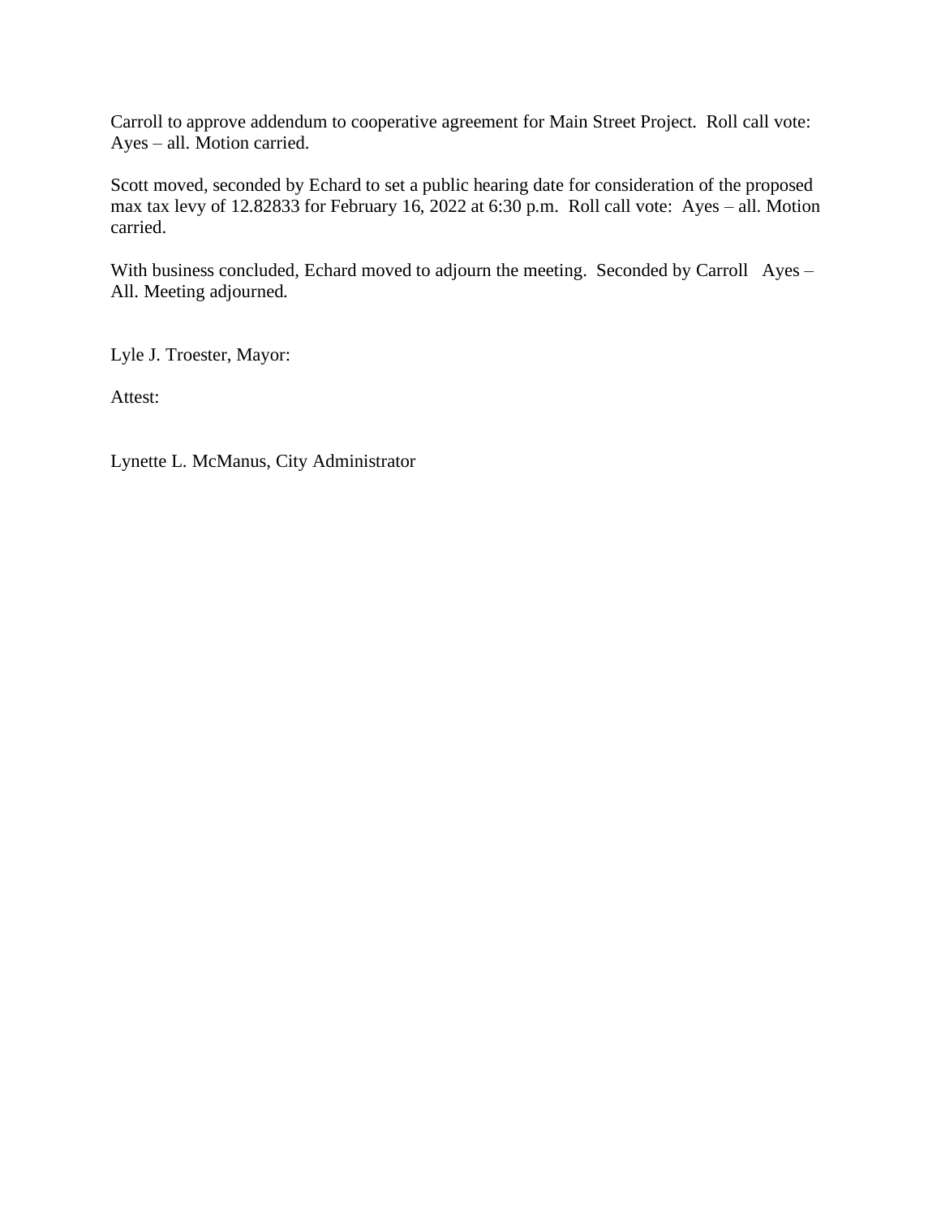Carroll to approve addendum to cooperative agreement for Main Street Project. Roll call vote: Ayes – all. Motion carried.

Scott moved, seconded by Echard to set a public hearing date for consideration of the proposed max tax levy of 12.82833 for February 16, 2022 at 6:30 p.m. Roll call vote: Ayes – all. Motion carried.

With business concluded, Echard moved to adjourn the meeting. Seconded by Carroll Ayes – All. Meeting adjourned.

Lyle J. Troester, Mayor:

Attest:

Lynette L. McManus, City Administrator